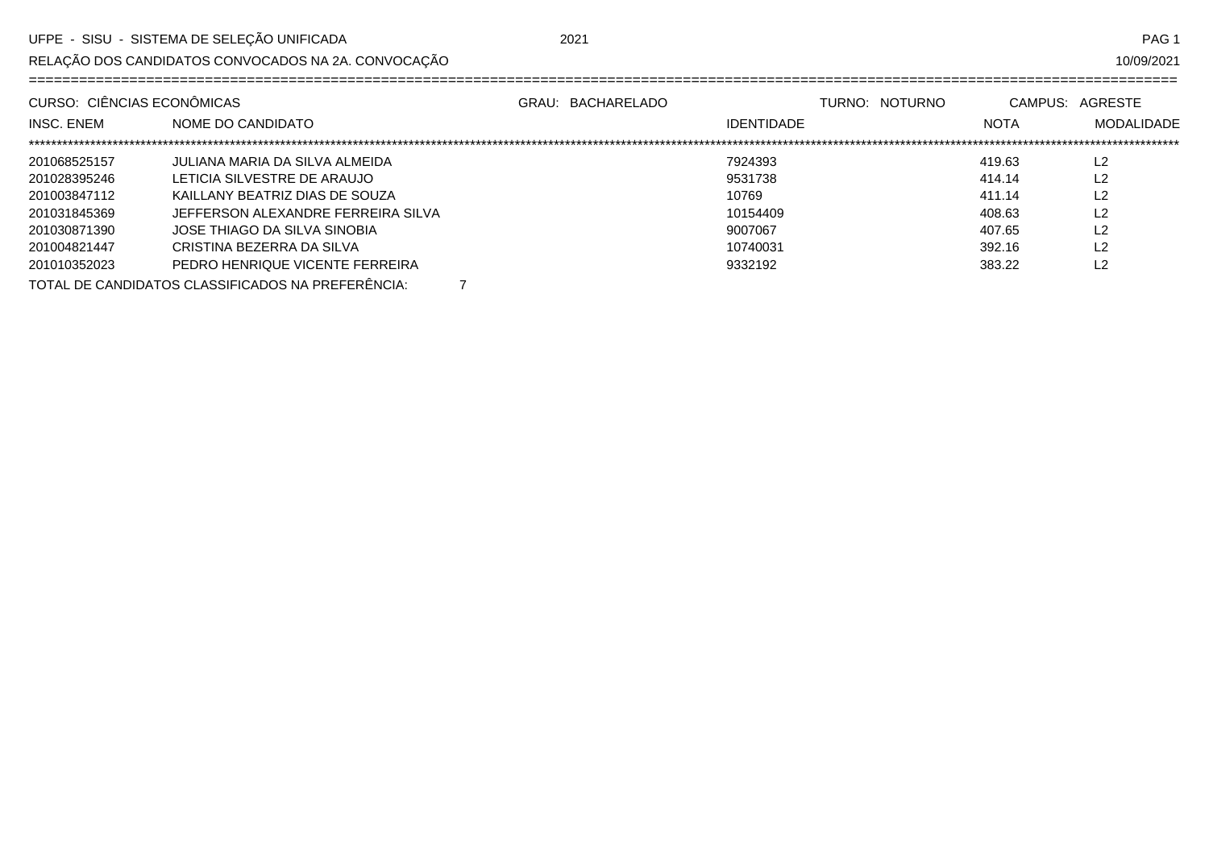UFPE - SISU - SISTEMA DE SELEÇÃO UNIFICADA 2021

RELAÇÃO DOS CANDIDATOS CONVOCADOS NA 2A. CONVOCAÇÃO 10/09/2021

CURSO: CIÊNCIAS ECONÔMICAS | GRAU: BACHARELADO | TURNO: NOTURNO | CAMPUS: AGRESTE

| INSC. ENEM | NOME DO CANDIDATO | IDENTIDADE | NOTA | MODALIDADE |
|---|---|---|---|---|
| 201068525157 | JULIANA MARIA DA SILVA ALMEIDA | 7924393 | 419.63 | L2 |
| 201028395246 | LETICIA SILVESTRE DE ARAUJO | 9531738 | 414.14 | L2 |
| 201003847112 | KAILLANY BEATRIZ DIAS DE SOUZA | 10769 | 411.14 | L2 |
| 201031845369 | JEFFERSON ALEXANDRE FERREIRA SILVA | 10154409 | 408.63 | L2 |
| 201030871390 | JOSE THIAGO DA SILVA SINOBIA | 9007067 | 407.65 | L2 |
| 201004821447 | CRISTINA BEZERRA DA SILVA | 10740031 | 392.16 | L2 |
| 201010352023 | PEDRO HENRIQUE VICENTE FERREIRA | 9332192 | 383.22 | L2 |

TOTAL DE CANDIDATOS CLASSIFICADOS NA PREFERÊNCIA: 7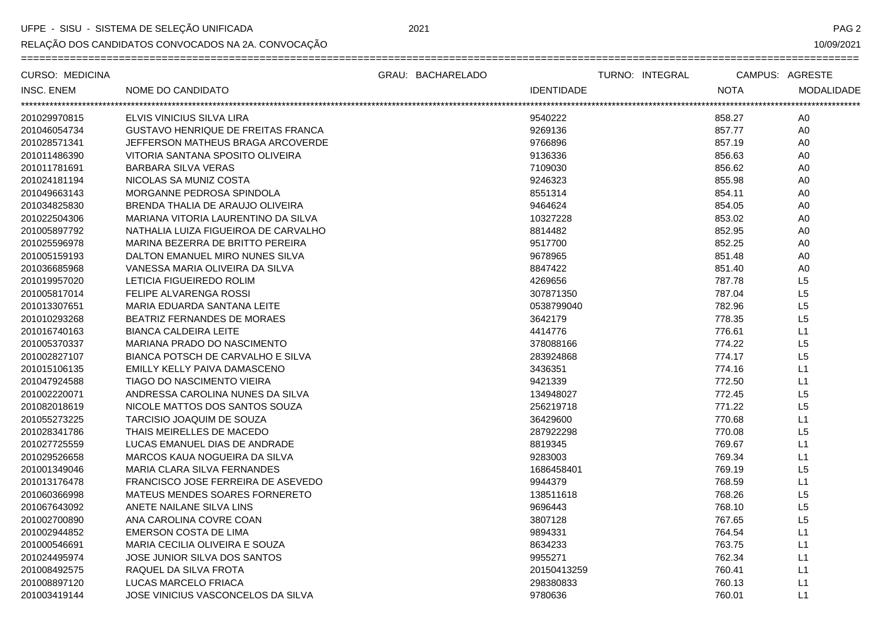UFPE - SISU - SISTEMA DE SELEÇÃO UNIFICADA 2021

RELAÇÃO DOS CANDIDATOS CONVOCADOS NA 2A. CONVOCAÇÃO 10/09/2021

CURSO: MEDICINA GRAU: BACHARELADO TURNO: INTEGRAL CAMPUS: AGRESTE

| INSC. ENEM | NOME DO CANDIDATO | IDENTIDADE | NOTA | MODALIDADE |
|---|---|---|---|---|
| 201029970815 | ELVIS VINICIUS SILVA LIRA | 9540222 | 858.27 | A0 |
| 201046054734 | GUSTAVO HENRIQUE DE FREITAS FRANCA | 9269136 | 857.77 | A0 |
| 201028571341 | JEFFERSON MATHEUS BRAGA ARCOVERDE | 9766896 | 857.19 | A0 |
| 201011486390 | VITORIA SANTANA SPOSITO OLIVEIRA | 9136336 | 856.63 | A0 |
| 201011781691 | BARBARA SILVA VERAS | 7109030 | 856.62 | A0 |
| 201024181194 | NICOLAS SA MUNIZ COSTA | 9246323 | 855.98 | A0 |
| 201049663143 | MORGANNE PEDROSA SPINDOLA | 8551314 | 854.11 | A0 |
| 201034825830 | BRENDA THALIA DE ARAUJO OLIVEIRA | 9464624 | 854.05 | A0 |
| 201022504306 | MARIANA VITORIA LAURENTINO DA SILVA | 10327228 | 853.02 | A0 |
| 201005897792 | NATHALIA LUIZA FIGUEIROA DE CARVALHO | 8814482 | 852.95 | A0 |
| 201025596978 | MARINA BEZERRA DE BRITTO PEREIRA | 9517700 | 852.25 | A0 |
| 201005159193 | DALTON EMANUEL MIRO NUNES SILVA | 9678965 | 851.48 | A0 |
| 201036685968 | VANESSA MARIA OLIVEIRA DA SILVA | 8847422 | 851.40 | A0 |
| 201019957020 | LETICIA FIGUEIREDO ROLIM | 4269656 | 787.78 | L5 |
| 201005817014 | FELIPE ALVARENGA ROSSI | 307871350 | 787.04 | L5 |
| 201013307651 | MARIA EDUARDA SANTANA LEITE | 0538799040 | 782.96 | L5 |
| 201010293268 | BEATRIZ FERNANDES DE MORAES | 3642179 | 778.35 | L5 |
| 201016740163 | BIANCA CALDEIRA LEITE | 4414776 | 776.61 | L1 |
| 201005370337 | MARIANA PRADO DO NASCIMENTO | 378088166 | 774.22 | L5 |
| 201002827107 | BIANCA POTSCH DE CARVALHO E SILVA | 283924868 | 774.17 | L5 |
| 201015106135 | EMILLY KELLY PAIVA DAMASCENO | 3436351 | 774.16 | L1 |
| 201047924588 | TIAGO DO NASCIMENTO VIEIRA | 9421339 | 772.50 | L1 |
| 201002220071 | ANDRESSA CAROLINA NUNES DA SILVA | 134948027 | 772.45 | L5 |
| 201082018619 | NICOLE MATTOS DOS SANTOS SOUZA | 256219718 | 771.22 | L5 |
| 201055273225 | TARCISIO JOAQUIM DE SOUZA | 36429600 | 770.68 | L1 |
| 201028341786 | THAIS MEIRELLES DE MACEDO | 287922298 | 770.08 | L5 |
| 201027725559 | LUCAS EMANUEL DIAS DE ANDRADE | 8819345 | 769.67 | L1 |
| 201029526658 | MARCOS KAUA NOGUEIRA DA SILVA | 9283003 | 769.34 | L1 |
| 201001349046 | MARIA CLARA SILVA FERNANDES | 1686458401 | 769.19 | L5 |
| 201013176478 | FRANCISCO JOSE FERREIRA DE ASEVEDO | 9944379 | 768.59 | L1 |
| 201060366998 | MATEUS MENDES SOARES FORNERETO | 138511618 | 768.26 | L5 |
| 201067643092 | ANETE NAILANE SILVA LINS | 9696443 | 768.10 | L5 |
| 201002700890 | ANA CAROLINA COVRE COAN | 3807128 | 767.65 | L5 |
| 201002944852 | EMERSON COSTA DE LIMA | 9894331 | 764.54 | L1 |
| 201000546691 | MARIA CECILIA OLIVEIRA E SOUZA | 8634233 | 763.75 | L1 |
| 201024495974 | JOSE JUNIOR SILVA DOS SANTOS | 9955271 | 762.34 | L1 |
| 201008492575 | RAQUEL DA SILVA FROTA | 20150413259 | 760.41 | L1 |
| 201008897120 | LUCAS MARCELO FRIACA | 298380833 | 760.13 | L1 |
| 201003419144 | JOSE VINICIUS VASCONCELOS DA SILVA | 9780636 | 760.01 | L1 |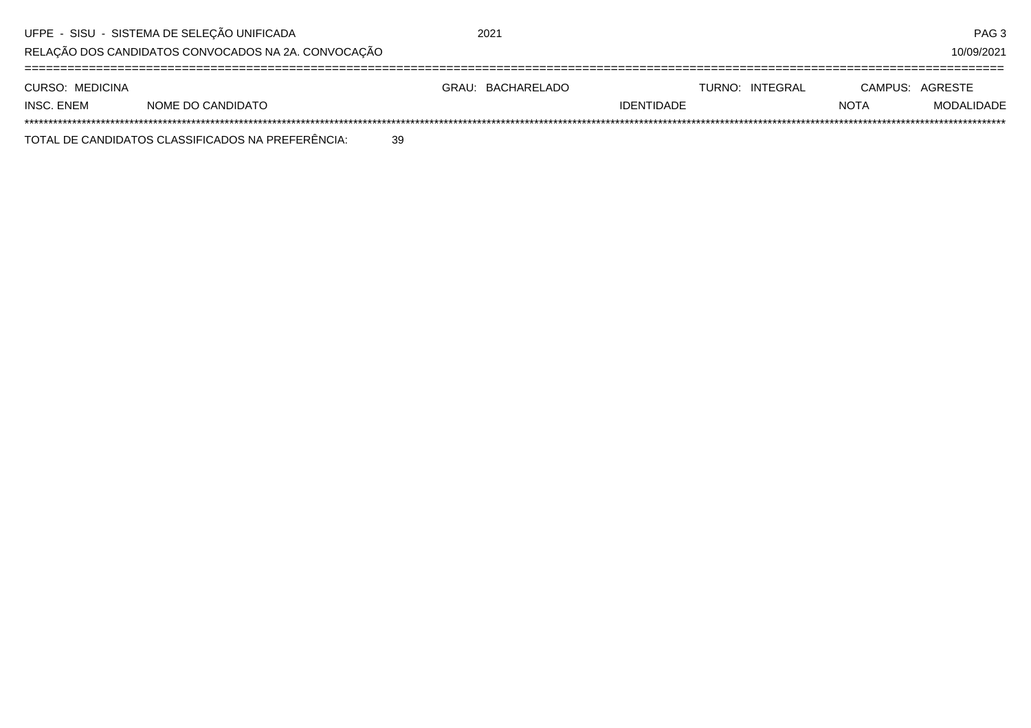CURSO: MEDICINA GRAU: BACHARELADO TURNO: INTEGRAL CAMPUS: AGRESTE

| INSC. ENEM | NOME DO CANDIDATO | IDENTIDADE | NOTA | MODALIDADE |
|---|---|---|---|---|

TOTAL DE CANDIDATOS CLASSIFICADOS NA PREFERÊNCIA: 39